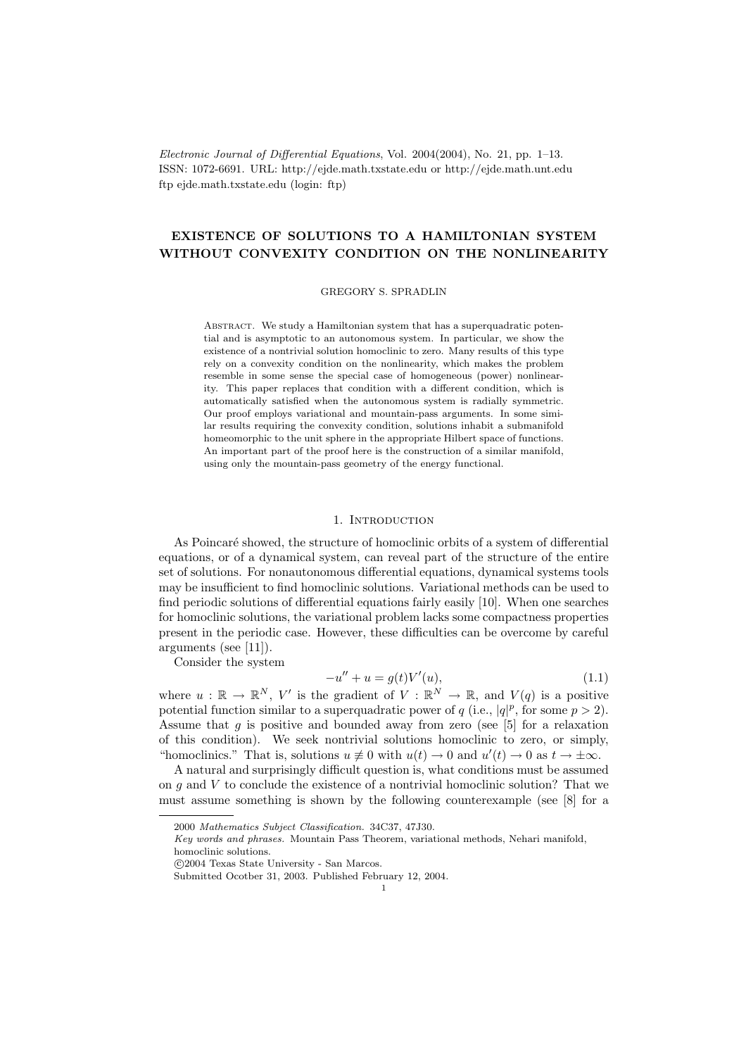# EXISTENCE OF SOLUTIONS TO A HAMILTONIAN SYSTEM WITHOUT CONVEXITY CONDITION ON THE NONLINEARITY

GREGORY S. SPRADLIN

Abstract. We study a Hamiltonian system that has a superquadratic potential and is asymptotic to an autonomous system. In particular, we show the existence of a nontrivial solution homoclinic to zero. Many results of this type rely on a convexity condition on the nonlinearity, which makes the problem resemble in some sense the special case of homogeneous (power) nonlinearity. This paper replaces that condition with a different condition, which is automatically satisfied when the autonomous system is radially symmetric. Our proof employs variational and mountain-pass arguments. In some similar results requiring the convexity condition, solutions inhabit a submanifold homeomorphic to the unit sphere in the appropriate Hilbert space of functions. An important part of the proof here is the construction of a similar manifold, using only the mountain-pass geometry of the energy functional.

## 1. Introduction

As Poincaré showed, the structure of homoclinic orbits of a system of differential equations, or of a dynamical system, can reveal part of the structure of the entire set of solutions. For nonautonomous differential equations, dynamical systems tools may be insufficient to find homoclinic solutions. Variational methods can be used to find periodic solutions of differential equations fairly easily [10]. When one searches for homoclinic solutions, the variational problem lacks some compactness properties present in the periodic case. However, these difficulties can be overcome by careful arguments (see [11]).

Consider the system

$$-u'' + u = g(t)V'(u), \tag{1.1}$$

where $u : \mathbb{R} \to \mathbb{R}^N$, $V'$ is the gradient of $V : \mathbb{R}^N \to \mathbb{R}$, and $V(q)$ is a positive potential function similar to a superquadratic power of $q$ (i.e., $|q|^p$, for some $p > 2$). Assume that $g$ is positive and bounded away from zero (see [5] for a relaxation of this condition). We seek nontrivial solutions homoclinic to zero, or simply, "homoclinics." That is, solutions $u \not\equiv 0$ with $u(t) \to 0$ and $u'(t) \to 0$ as $t \to \pm\infty$.

A natural and surprisingly difficult question is, what conditions must be assumed on $g$ and $V$ to conclude the existence of a nontrivial homoclinic solution? That we must assume something is shown by the following counterexample (see [8] for a

---

2000 *Mathematics Subject Classification.* 34C37, 47J30.

*Key words and phrases.* Mountain Pass Theorem, variational methods, Nehari manifold, homoclinic solutions.

©2004 Texas State University - San Marcos.

Submitted Ocotber 31, 2003. Published February 12, 2004.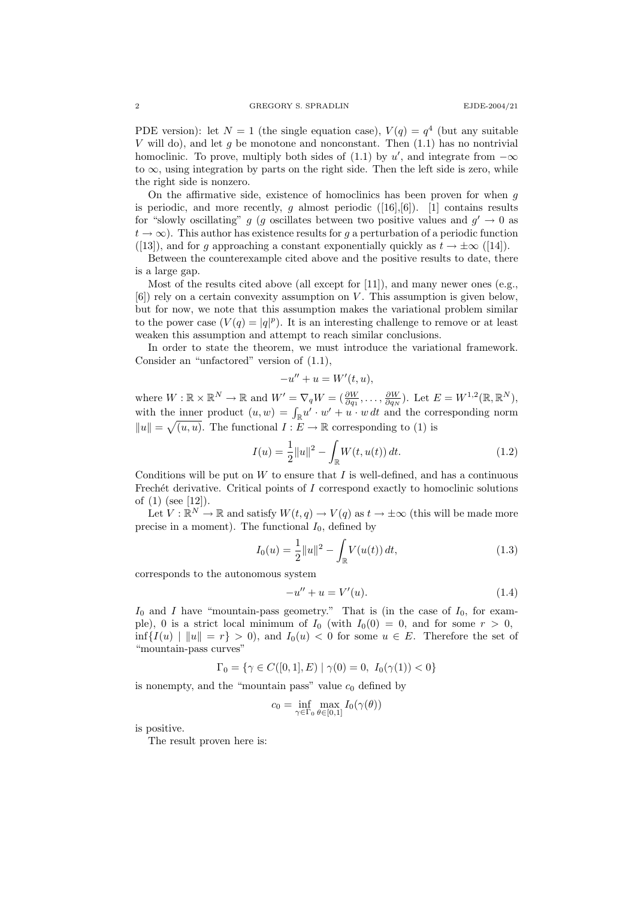PDE version): let $N = 1$ (the single equation case), $V(q) = q^4$ (but any suitable $V$ will do), and let $g$ be monotone and nonconstant. Then (1.1) has no nontrivial homoclinic. To prove, multiply both sides of (1.1) by $u'$, and integrate from $-\infty$ to $\infty$, using integration by parts on the right side. Then the left side is zero, while the right side is nonzero.

On the affirmative side, existence of homoclinics has been proven for when $g$ is periodic, and more recently, $g$ almost periodic ([16],[6]). [1] contains results for "slowly oscillating" $g$ ($g$ oscillates between two positive values and $g' \to 0$ as $t \to \infty$). This author has existence results for $g$ a perturbation of a periodic function ([13]), and for $g$ approaching a constant exponentially quickly as $t \to \pm\infty$ ([14]).

Between the counterexample cited above and the positive results to date, there is a large gap.

Most of the results cited above (all except for [11]), and many newer ones (e.g., [6]) rely on a certain convexity assumption on $V$. This assumption is given below, but for now, we note that this assumption makes the variational problem similar to the power case ($V(q) = |q|^p$). It is an interesting challenge to remove or at least weaken this assumption and attempt to reach similar conclusions.

In order to state the theorem, we must introduce the variational framework. Consider an "unfactored" version of (1.1),

$$-u'' + u = W'(t, u),$$

where $W : \mathbb{R} \times \mathbb{R}^N \to \mathbb{R}$ and $W' = \nabla_q W = (\frac{\partial W}{\partial q_1}, \dots, \frac{\partial W}{\partial q_N})$. Let $E = W^{1,2}(\mathbb{R}, \mathbb{R}^N)$, with the inner product $(u, w) = \int_{\mathbb{R}} u' \cdot w' + u \cdot w \, dt$ and the corresponding norm $\|u\| = \sqrt{(u, u)}$. The functional $I : E \to \mathbb{R}$ corresponding to (1) is

$$I(u) = \frac{1}{2}\|u\|^2 - \int_{\mathbb{R}} W(t, u(t)) \, dt. \tag{1.2}$$

Conditions will be put on $W$ to ensure that $I$ is well-defined, and has a continuous Frechét derivative. Critical points of $I$ correspond exactly to homoclinic solutions of (1) (see [12]).

Let $V : \mathbb{R}^N \to \mathbb{R}$ and satisfy $W(t, q) \to V(q)$ as $t \to \pm\infty$ (this will be made more precise in a moment). The functional $I_0$, defined by

$$I_0(u) = \frac{1}{2}\|u\|^2 - \int_{\mathbb{R}} V(u(t)) \, dt, \tag{1.3}$$

corresponds to the autonomous system

$$-u'' + u = V'(u). \tag{1.4}$$

$I_0$ and $I$ have "mountain-pass geometry." That is (in the case of $I_0$, for example), 0 is a strict local minimum of $I_0$ (with $I_0(0) = 0$, and for some $r > 0$, $\inf\{I(u) \mid \|u\| = r\} > 0$), and $I_0(u) < 0$ for some $u \in E$. Therefore the set of "mountain-pass curves"

$$\Gamma_0 = \{\gamma \in C([0, 1], E) \mid \gamma(0) = 0, \ I_0(\gamma(1)) < 0\}$$

is nonempty, and the "mountain pass" value $c_0$ defined by

$$c_0 = \inf_{\gamma \in \Gamma_0} \max_{\theta \in [0,1]} I_0(\gamma(\theta))$$

is positive.

The result proven here is: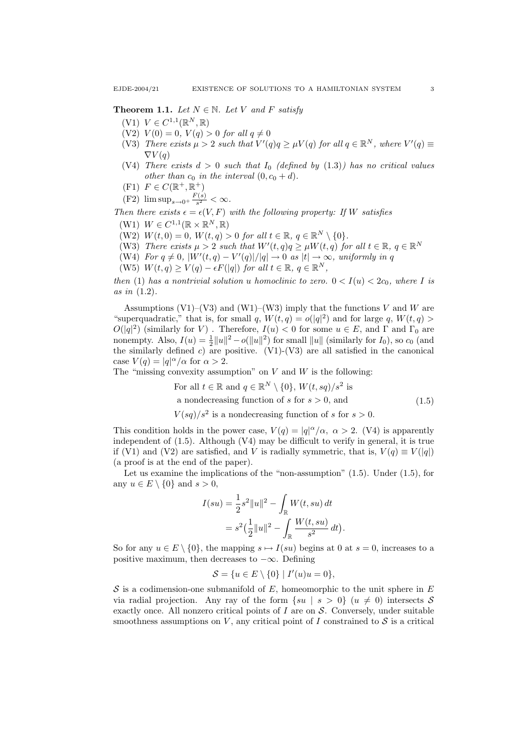**Theorem 1.1.** *Let $N \in \mathbb{N}$. Let $V$ and $F$ satisfy*

- (V1) $V \in C^{1,1}(\mathbb{R}^N, \mathbb{R})$
- (V2) $V(0) = 0$, $V(q) > 0$ *for all* $q \neq 0$
- (V3) *There exists* $\mu > 2$ *such that* $V'(q)q \geq \mu V(q)$ *for all* $q \in \mathbb{R}^N$*, where* $V'(q) \equiv \nabla V(q)$
- (V4) *There exists* $d > 0$ *such that* $I_0$ *(defined by (1.3)) has no critical values other than* $c_0$ *in the interval* $(0, c_0 + d)$*.*
- (F1) $F \in C(\mathbb{R}^+, \mathbb{R}^+)$
- (F2) $\limsup_{s \to 0^+} \frac{F(s)}{s^2} < \infty$.

*Then there exists* $\epsilon = \epsilon(V, F)$ *with the following property: If* $W$ *satisfies*

- (W1) $W \in C^{1,1}(\mathbb{R} \times \mathbb{R}^N, \mathbb{R})$
- (W2) $W(t, 0) = 0$, $W(t, q) > 0$ *for all* $t \in \mathbb{R}$, $q \in \mathbb{R}^N \setminus \{0\}$.
- (W3) *There exists* $\mu > 2$ *such that* $W'(t, q)q \geq \mu W(t, q)$ *for all* $t \in \mathbb{R}$, $q \in \mathbb{R}^N$
- (W4) *For* $q \neq 0$, $|W'(t, q) - V'(q)|/|q| \to 0$ *as* $|t| \to \infty$*, uniformly in* $q$
- (W5) $W(t, q) \geq V(q) - \epsilon F(|q|)$ *for all* $t \in \mathbb{R}$, $q \in \mathbb{R}^N$,

*then* (1) *has a nontrivial solution* $u$ *homoclinic to zero.* $0 < I(u) < 2c_0$*, where* $I$ *is as in* (1.2)*.*

Assumptions (V1)–(V3) and (W1)–(W3) imply that the functions $V$ and $W$ are "superquadratic," that is, for small $q$, $W(t, q) = o(|q|^2)$ and for large $q$, $W(t, q) > O(|q|^2)$ (similarly for $V$) . Therefore, $I(u) < 0$ for some $u \in E$, and $\Gamma$ and $\Gamma_0$ are nonempty. Also, $I(u) = \frac{1}{2}\|u\|^2 - o(\|u\|^2)$ for small $\|u\|$ (similarly for $I_0$), so $c_0$ (and the similarly defined $c$) are positive. (V1)-(V3) are all satisfied in the canonical case $V(q) = |q|^\alpha/\alpha$ for $\alpha > 2$.

The "missing convexity assumption" on $V$ and $W$ is the following:

$$\begin{gathered}
\text{For all } t \in \mathbb{R} \text{ and } q \in \mathbb{R}^N \setminus \{0\},\ W(t, sq)/s^2 \text{ is} \\
\text{a nondecreasing function of } s \text{ for } s > 0, \text{ and} \\
V(sq)/s^2 \text{ is a nondecreasing function of } s \text{ for } s > 0.
\end{gathered} \tag{1.5}$$

This condition holds in the power case, $V(q) = |q|^\alpha/\alpha$, $\alpha > 2$. (V4) is apparently independent of (1.5). Although (V4) may be difficult to verify in general, it is true if (V1) and (V2) are satisfied, and $V$ is radially symmetric, that is, $V(q) \equiv V(|q|)$ (a proof is at the end of the paper).

Let us examine the implications of the "non-assumption" (1.5). Under (1.5), for any $u \in E \setminus \{0\}$ and $s > 0$,

$$\begin{aligned}
I(su) &= \frac{1}{2}s^2\|u\|^2 - \int_{\mathbb{R}} W(t, su)\,dt \\
&= s^2\Big(\frac{1}{2}\|u\|^2 - \int_{\mathbb{R}} \frac{W(t, su)}{s^2}\,dt\Big).
\end{aligned}$$

So for any $u \in E \setminus \{0\}$, the mapping $s \mapsto I(su)$ begins at 0 at $s = 0$, increases to a positive maximum, then decreases to $-\infty$. Defining

$$\mathcal{S} = \{u \in E \setminus \{0\} \mid I'(u)u = 0\},$$

$\mathcal{S}$ is a codimension-one submanifold of $E$, homeomorphic to the unit sphere in $E$ via radial projection. Any ray of the form $\{su \mid s > 0\}$ ($u \neq 0$) intersects $\mathcal{S}$ exactly once. All nonzero critical points of $I$ are on $\mathcal{S}$. Conversely, under suitable smoothness assumptions on $V$, any critical point of $I$ constrained to $\mathcal{S}$ is a critical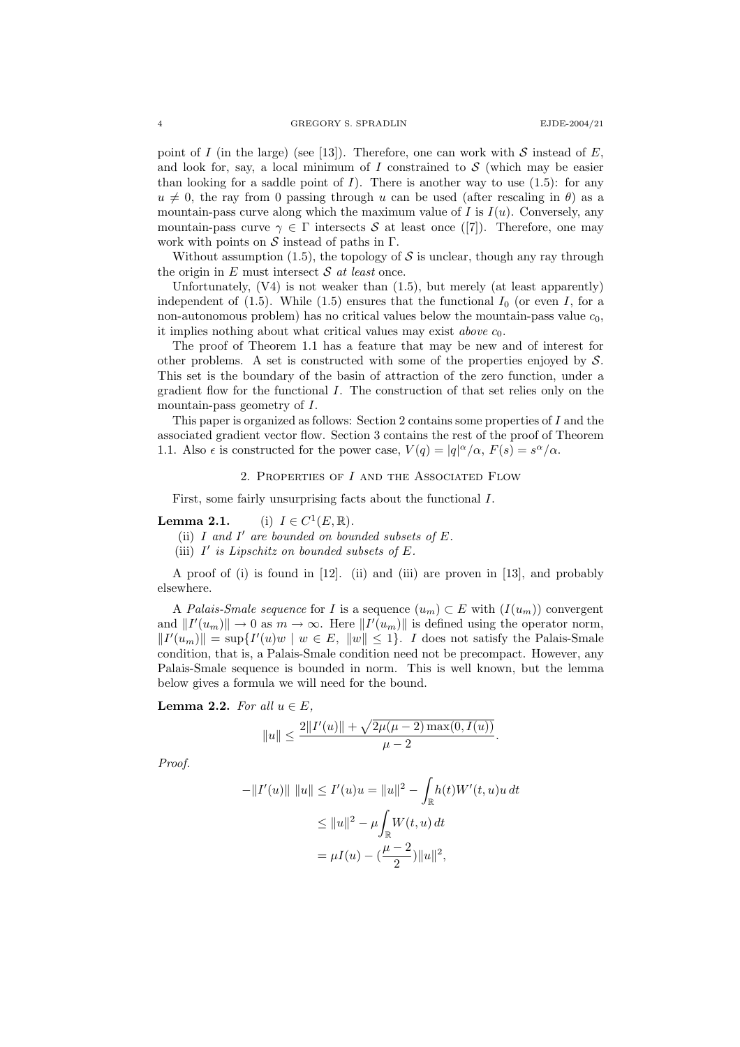point of $I$ (in the large) (see [13]). Therefore, one can work with $\mathcal{S}$ instead of $E$, and look for, say, a local minimum of $I$ constrained to $\mathcal{S}$ (which may be easier than looking for a saddle point of $I$). There is another way to use (1.5): for any $u \neq 0$, the ray from 0 passing through $u$ can be used (after rescaling in $\theta$) as a mountain-pass curve along which the maximum value of $I$ is $I(u)$. Conversely, any mountain-pass curve $\gamma \in \Gamma$ intersects $\mathcal{S}$ at least once ([7]). Therefore, one may work with points on $\mathcal{S}$ instead of paths in $\Gamma$.

Without assumption (1.5), the topology of $\mathcal{S}$ is unclear, though any ray through the origin in $E$ must intersect $\mathcal{S}$ *at least* once.

Unfortunately, (V4) is not weaker than (1.5), but merely (at least apparently) independent of (1.5). While (1.5) ensures that the functional $I_0$ (or even $I$, for a non-autonomous problem) has no critical values below the mountain-pass value $c_0$, it implies nothing about what critical values may exist *above* $c_0$.

The proof of Theorem 1.1 has a feature that may be new and of interest for other problems. A set is constructed with some of the properties enjoyed by $\mathcal{S}$. This set is the boundary of the basin of attraction of the zero function, under a gradient flow for the functional $I$. The construction of that set relies only on the mountain-pass geometry of $I$.

This paper is organized as follows: Section 2 contains some properties of $I$ and the associated gradient vector flow. Section 3 contains the rest of the proof of Theorem 1.1. Also $\epsilon$ is constructed for the power case, $V(q) = |q|^\alpha/\alpha$, $F(s) = s^\alpha/\alpha$.

## 2. Properties of $I$ and the Associated Flow

First, some fairly unsurprising facts about the functional $I$.

**Lemma 2.1.** (i) $I \in C^1(E, \mathbb{R})$.

(ii) *$I$ and $I'$ are bounded on bounded subsets of $E$.*

(iii) *$I'$ is Lipschitz on bounded subsets of $E$.*

A proof of (i) is found in [12]. (ii) and (iii) are proven in [13], and probably elsewhere.

A *Palais-Smale sequence* for $I$ is a sequence $(u_m) \subset E$ with $(I(u_m))$ convergent and $\|I'(u_m)\| \to 0$ as $m \to \infty$. Here $\|I'(u_m)\|$ is defined using the operator norm, $\|I'(u_m)\| = \sup\{I'(u)w \mid w \in E,\ \|w\| \leq 1\}$. $I$ does not satisfy the Palais-Smale condition, that is, a Palais-Smale condition need not be precompact. However, any Palais-Smale sequence is bounded in norm. This is well known, but the lemma below gives a formula we will need for the bound.

**Lemma 2.2.** *For all $u \in E$,*

$$\|u\| \leq \frac{2\|I'(u)\| + \sqrt{2\mu(\mu-2)\max(0, I(u))}}{\mu - 2}.$$

*Proof.*

$$\begin{aligned}
-\|I'(u)\| \, \|u\| \leq I'(u)u &= \|u\|^2 - \int_{\mathbb{R}} h(t)W'(t,u)u \, dt \\
&\leq \|u\|^2 - \mu \int_{\mathbb{R}} W(t,u) \, dt \\
&= \mu I(u) - (\frac{\mu - 2}{2})\|u\|^2,
\end{aligned}$$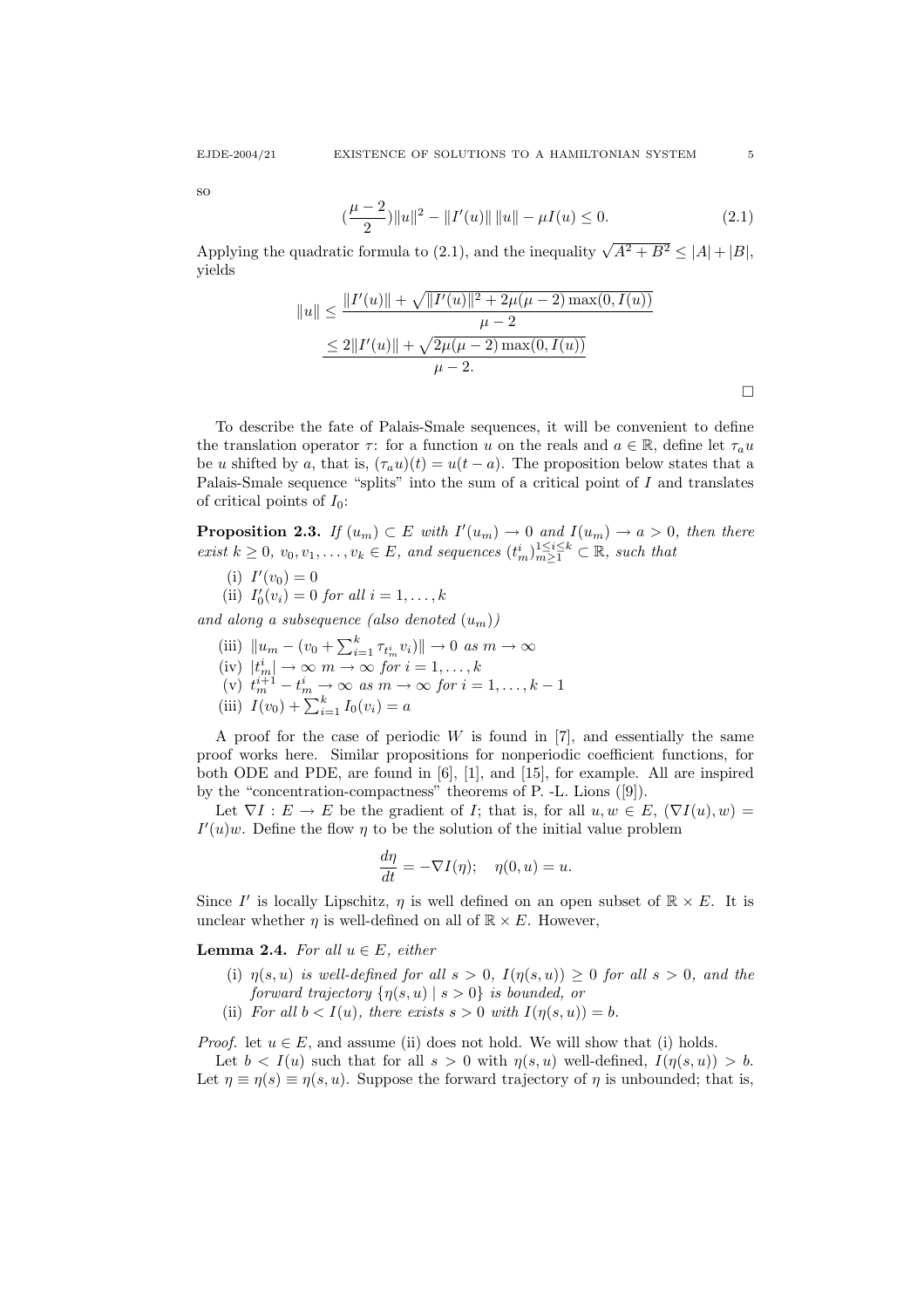so

$$(\frac{\mu-2}{2})\|u\|^2 - \|I'(u)\|\,\|u\| - \mu I(u) \le 0. \tag{2.1}$$

Applying the quadratic formula to (2.1), and the inequality $\sqrt{A^2+B^2} \le |A|+|B|$, yields

$$\begin{aligned}
\|u\| &\le \frac{\|I'(u)\| + \sqrt{\|I'(u)\|^2 + 2\mu(\mu-2)\max(0, I(u))}}{\mu-2} \\
&\le \frac{2\|I'(u)\| + \sqrt{2\mu(\mu-2)\max(0, I(u))}}{\mu-2.}
\end{aligned}$$

□

To describe the fate of Palais-Smale sequences, it will be convenient to define the translation operator $\tau$: for a function $u$ on the reals and $a \in \mathbb{R}$, define let $\tau_a u$ be $u$ shifted by $a$, that is, $(\tau_a u)(t) = u(t-a)$. The proposition below states that a Palais-Smale sequence "splits" into the sum of a critical point of $I$ and translates of critical points of $I_0$:

**Proposition 2.3.** *If $(u_m) \subset E$ with $I'(u_m) \to 0$ and $I(u_m) \to a > 0$, then there exist $k \ge 0$, $v_0, v_1, \dots, v_k \in E$, and sequences $(t_m^i)_{m\ge 1}^{1\le i\le k} \subset \mathbb{R}$, such that*

- (i) $I'(v_0) = 0$
- (ii) $I_0'(v_i) = 0$ *for all* $i = 1, \dots, k$

*and along a subsequence (also denoted $(u_m)$)*

- (iii) $\|u_m - (v_0 + \sum_{i=1}^k \tau_{t_m^i} v_i)\| \to 0$ *as* $m \to \infty$
- (iv) $|t_m^i| \to \infty$ $m \to \infty$ *for* $i = 1, \dots, k$
- (v) $t_m^{i+1} - t_m^i \to \infty$ *as* $m \to \infty$ *for* $i = 1, \dots, k-1$
- (iii) $I(v_0) + \sum_{i=1}^k I_0(v_i) = a$

A proof for the case of periodic $W$ is found in [7], and essentially the same proof works here. Similar propositions for nonperiodic coefficient functions, for both ODE and PDE, are found in [6], [1], and [15], for example. All are inspired by the "concentration-compactness" theorems of P. -L. Lions ([9]).

Let $\nabla I : E \to E$ be the gradient of $I$; that is, for all $u, w \in E$, $(\nabla I(u), w) = I'(u)w$. Define the flow $\eta$ to be the solution of the initial value problem

$$\frac{d\eta}{dt} = -\nabla I(\eta); \quad \eta(0,u) = u.$$

Since $I'$ is locally Lipschitz, $\eta$ is well defined on an open subset of $\mathbb{R} \times E$. It is unclear whether $\eta$ is well-defined on all of $\mathbb{R} \times E$. However,

**Lemma 2.4.** *For all $u \in E$, either*

- (i) *$\eta(s,u)$ is well-defined for all $s > 0$, $I(\eta(s,u)) \ge 0$ for all $s > 0$, and the forward trajectory $\{\eta(s,u) \mid s > 0\}$ is bounded, or*
- (ii) *For all $b < I(u)$, there exists $s > 0$ with $I(\eta(s,u)) = b$.*

*Proof.* let $u \in E$, and assume (ii) does not hold. We will show that (i) holds.

Let $b < I(u)$ such that for all $s > 0$ with $\eta(s,u)$ well-defined, $I(\eta(s,u)) > b$. Let $\eta \equiv \eta(s) \equiv \eta(s,u)$. Suppose the forward trajectory of $\eta$ is unbounded; that is,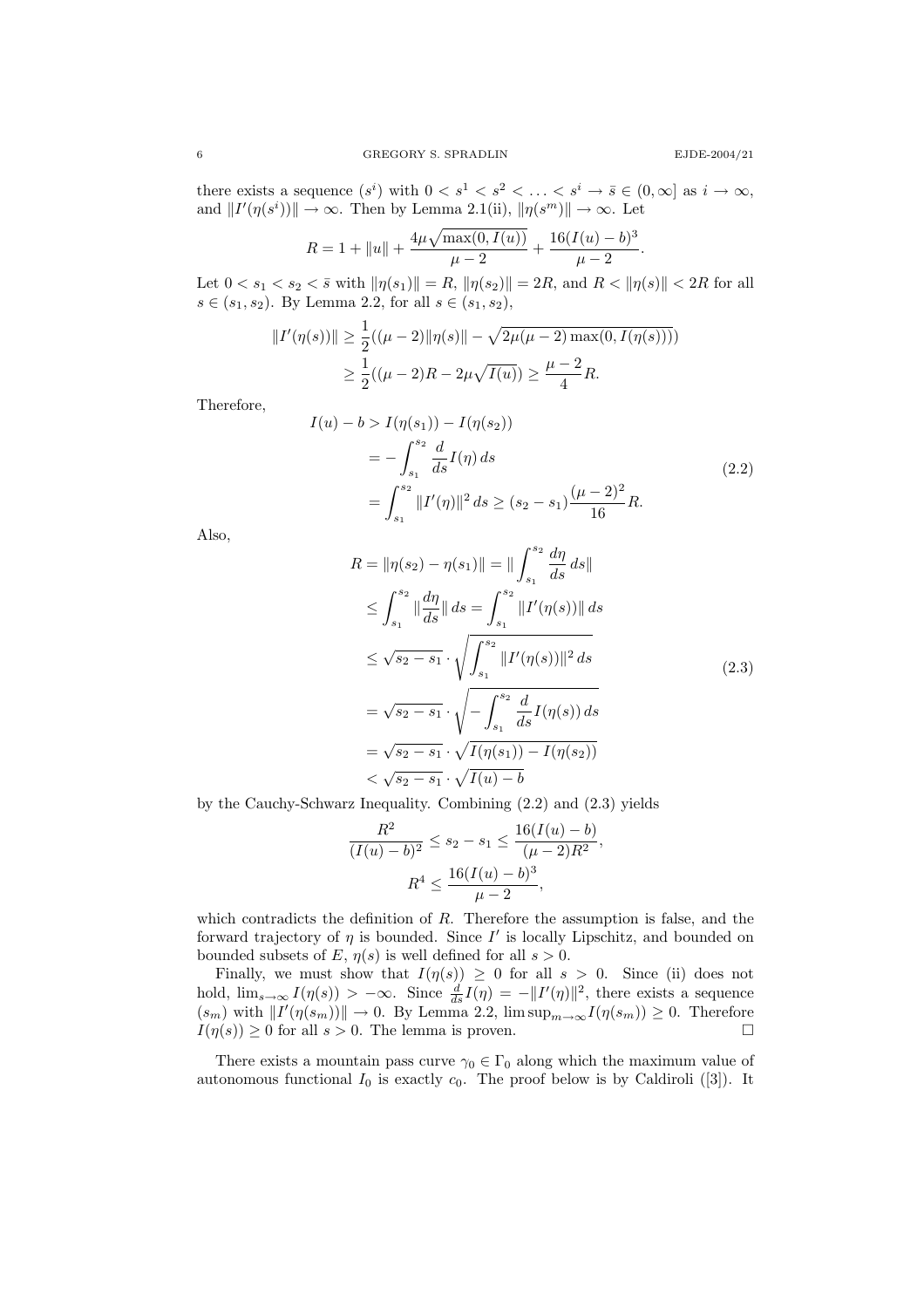there exists a sequence $(s^i)$ with $0 < s^1 < s^2 < \ldots < s^i \to \bar{s} \in (0, \infty]$ as $i \to \infty$, and $\|I'(\eta(s^i))\| \to \infty$. Then by Lemma 2.1(ii), $\|\eta(s^m)\| \to \infty$. Let

$$R = 1 + \|u\| + \frac{4\mu\sqrt{\max(0, I(u))}}{\mu - 2} + \frac{16(I(u) - b)^3}{\mu - 2}.$$

Let $0 < s_1 < s_2 < \bar{s}$ with $\|\eta(s_1)\| = R$, $\|\eta(s_2)\| = 2R$, and $R < \|\eta(s)\| < 2R$ for all $s \in (s_1, s_2)$. By Lemma 2.2, for all $s \in (s_1, s_2)$,

$$\begin{aligned}
\|I'(\eta(s))\| &\geq \frac{1}{2}((\mu - 2)\|\eta(s)\| - \sqrt{2\mu(\mu - 2)\max(0, I(\eta(s)))}) \\
&\geq \frac{1}{2}((\mu - 2)R - 2\mu\sqrt{I(u)}) \geq \frac{\mu - 2}{4}R.
\end{aligned}$$

Therefore,

$$\begin{aligned}
I(u) - b &> I(\eta(s_1)) - I(\eta(s_2)) \\
&= -\int_{s_1}^{s_2} \frac{d}{ds} I(\eta)\, ds \\
&= \int_{s_1}^{s_2} \|I'(\eta)\|^2\, ds \geq (s_2 - s_1)\frac{(\mu - 2)^2}{16}R.
\end{aligned} \tag{2.2}$$

Also,

$$\begin{aligned}
R = \|\eta(s_2) - \eta(s_1)\| &= \|\int_{s_1}^{s_2} \frac{d\eta}{ds}\, ds\| \\
&\leq \int_{s_1}^{s_2} \|\frac{d\eta}{ds}\|\, ds = \int_{s_1}^{s_2} \|I'(\eta(s))\|\, ds \\
&\leq \sqrt{s_2 - s_1} \cdot \sqrt{\int_{s_1}^{s_2} \|I'(\eta(s))\|^2\, ds} \\
&= \sqrt{s_2 - s_1} \cdot \sqrt{-\int_{s_1}^{s_2} \frac{d}{ds} I(\eta(s))\, ds} \\
&= \sqrt{s_2 - s_1} \cdot \sqrt{I(\eta(s_1)) - I(\eta(s_2))} \\
&< \sqrt{s_2 - s_1} \cdot \sqrt{I(u) - b}
\end{aligned} \tag{2.3}$$

by the Cauchy-Schwarz Inequality. Combining (2.2) and (2.3) yields

$$\frac{R^2}{(I(u) - b)^2} \leq s_2 - s_1 \leq \frac{16(I(u) - b)}{(\mu - 2)R^2},$$

$$R^4 \leq \frac{16(I(u) - b)^3}{\mu - 2},$$

which contradicts the definition of $R$. Therefore the assumption is false, and the forward trajectory of $\eta$ is bounded. Since $I'$ is locally Lipschitz, and bounded on bounded subsets of $E$, $\eta(s)$ is well defined for all $s > 0$.

Finally, we must show that $I(\eta(s)) \geq 0$ for all $s > 0$. Since (ii) does not hold, $\lim_{s\to\infty} I(\eta(s)) > -\infty$. Since $\frac{d}{ds}I(\eta) = -\|I'(\eta)\|^2$, there exists a sequence $(s_m)$ with $\|I'(\eta(s_m))\| \to 0$. By Lemma 2.2, $\limsup_{m\to\infty} I(\eta(s_m)) \geq 0$. Therefore $I(\eta(s)) \geq 0$ for all $s > 0$. The lemma is proven. $\square$

There exists a mountain pass curve $\gamma_0 \in \Gamma_0$ along which the maximum value of autonomous functional $I_0$ is exactly $c_0$. The proof below is by Caldiroli ([3]). It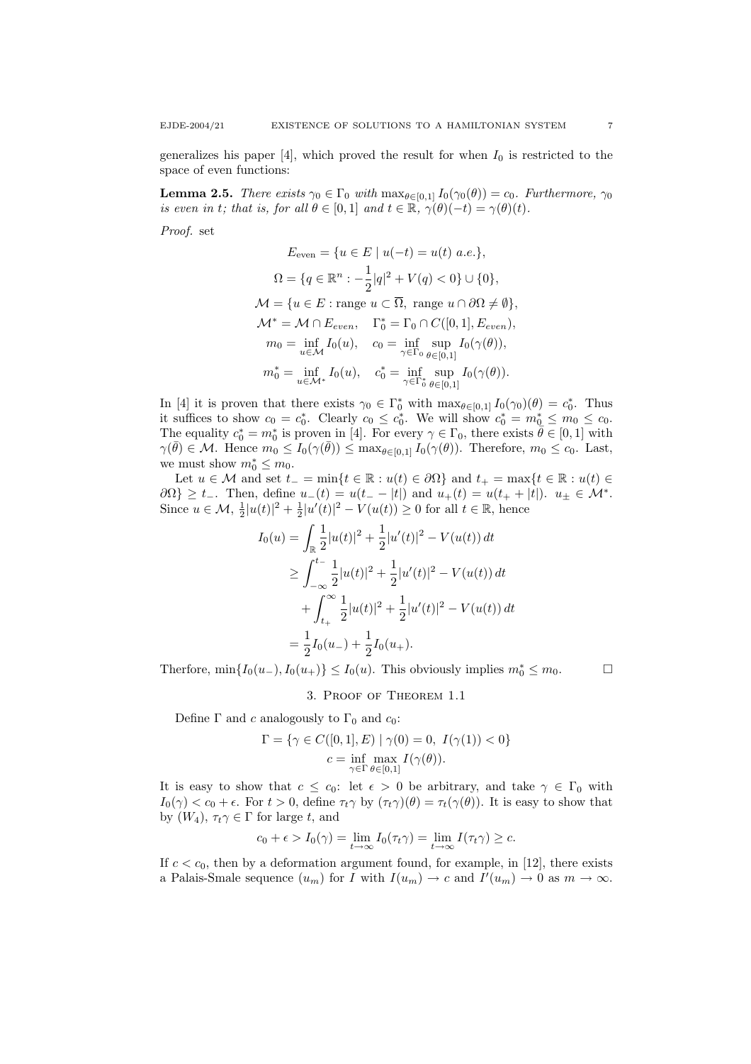generalizes his paper [4], which proved the result for when $I_0$ is restricted to the space of even functions:

**Lemma 2.5.** *There exists $\gamma_0 \in \Gamma_0$ with $\max_{\theta\in[0,1]} I_0(\gamma_0(\theta)) = c_0$. Furthermore, $\gamma_0$ is even in $t$; that is, for all $\theta \in [0,1]$ and $t \in \mathbb{R}$, $\gamma(\theta)(-t) = \gamma(\theta)(t)$.*

*Proof.* set

$$
\begin{gathered}
E_{\text{even}} = \{u \in E \mid u(-t) = u(t) \text{ a.e.}\}, \\
\Omega = \{q \in \mathbb{R}^n : -\frac{1}{2}|q|^2 + V(q) < 0\} \cup \{0\}, \\
\mathcal{M} = \{u \in E : \text{range } u \subset \overline{\Omega},\ \text{range } u \cap \partial\Omega \neq \emptyset\}, \\
\mathcal{M}^* = \mathcal{M} \cap E_{even}, \quad \Gamma_0^* = \Gamma_0 \cap C([0,1], E_{even}), \\
m_0 = \inf_{u\in\mathcal{M}} I_0(u), \quad c_0 = \inf_{\gamma\in\Gamma_0} \sup_{\theta\in[0,1]} I_0(\gamma(\theta)), \\
m_0^* = \inf_{u\in\mathcal{M}^*} I_0(u), \quad c_0^* = \inf_{\gamma\in\Gamma_0^*} \sup_{\theta\in[0,1]} I_0(\gamma(\theta)).
\end{gathered}
$$

In [4] it is proven that there exists $\gamma_0 \in \Gamma_0^*$ with $\max_{\theta\in[0,1]} I_0(\gamma_0)(\theta) = c_0^*$. Thus it suffices to show $c_0 = c_0^*$. Clearly $c_0 \le c_0^*$. We will show $c_0^* = m_0^* \le m_0 \le c_0$. The equality $c_0^* = m_0^*$ is proven in [4]. For every $\gamma \in \Gamma_0$, there exists $\bar\theta \in [0,1]$ with $\gamma(\bar\theta) \in \mathcal{M}$. Hence $m_0 \le I_0(\gamma(\bar\theta)) \le \max_{\theta\in[0,1]} I_0(\gamma(\theta))$. Therefore, $m_0 \le c_0$. Last, we must show $m_0^* \le m_0$.

Let $u \in \mathcal{M}$ and set $t_- = \min\{t \in \mathbb{R} : u(t) \in \partial\Omega\}$ and $t_+ = \max\{t \in \mathbb{R} : u(t) \in \partial\Omega\} \ge t_-$. Then, define $u_-(t) = u(t_- - |t|)$ and $u_+(t) = u(t_+ + |t|)$. $u_\pm \in \mathcal{M}^*$. Since $u \in \mathcal{M}$, $\frac{1}{2}|u(t)|^2 + \frac{1}{2}|u'(t)|^2 - V(u(t)) \ge 0$ for all $t \in \mathbb{R}$, hence

$$
\begin{aligned}
I_0(u) &= \int_{\mathbb{R}} \frac{1}{2}|u(t)|^2 + \frac{1}{2}|u'(t)|^2 - V(u(t))\,dt \\
&\ge \int_{-\infty}^{t_-} \frac{1}{2}|u(t)|^2 + \frac{1}{2}|u'(t)|^2 - V(u(t))\,dt \\
&\quad + \int_{t_+}^{\infty} \frac{1}{2}|u(t)|^2 + \frac{1}{2}|u'(t)|^2 - V(u(t))\,dt \\
&= \frac{1}{2}I_0(u_-) + \frac{1}{2}I_0(u_+).
\end{aligned}
$$

Therefore, $\min\{I_0(u_-), I_0(u_+)\} \le I_0(u)$. This obviously implies $m_0^* \le m_0$. $\square$

## 3. Proof of Theorem 1.1

Define $\Gamma$ and $c$ analogously to $\Gamma_0$ and $c_0$:

$$
\begin{gathered}
\Gamma = \{\gamma \in C([0,1], E) \mid \gamma(0) = 0,\ I(\gamma(1)) < 0\} \\
c = \inf_{\gamma\in\Gamma} \max_{\theta\in[0,1]} I(\gamma(\theta)).
\end{gathered}
$$

It is easy to show that $c \le c_0$: let $\epsilon > 0$ be arbitrary, and take $\gamma \in \Gamma_0$ with $I_0(\gamma) < c_0 + \epsilon$. For $t > 0$, define $\tau_t\gamma$ by $(\tau_t\gamma)(\theta) = \tau_t(\gamma(\theta))$. It is easy to show that by $(W_4)$, $\tau_t\gamma \in \Gamma$ for large $t$, and

$$
c_0 + \epsilon > I_0(\gamma) = \lim_{t\to\infty} I_0(\tau_t\gamma) = \lim_{t\to\infty} I(\tau_t\gamma) \ge c.
$$

If $c < c_0$, then by a deformation argument found, for example, in [12], there exists a Palais-Smale sequence $(u_m)$ for $I$ with $I(u_m) \to c$ and $I'(u_m) \to 0$ as $m \to \infty$.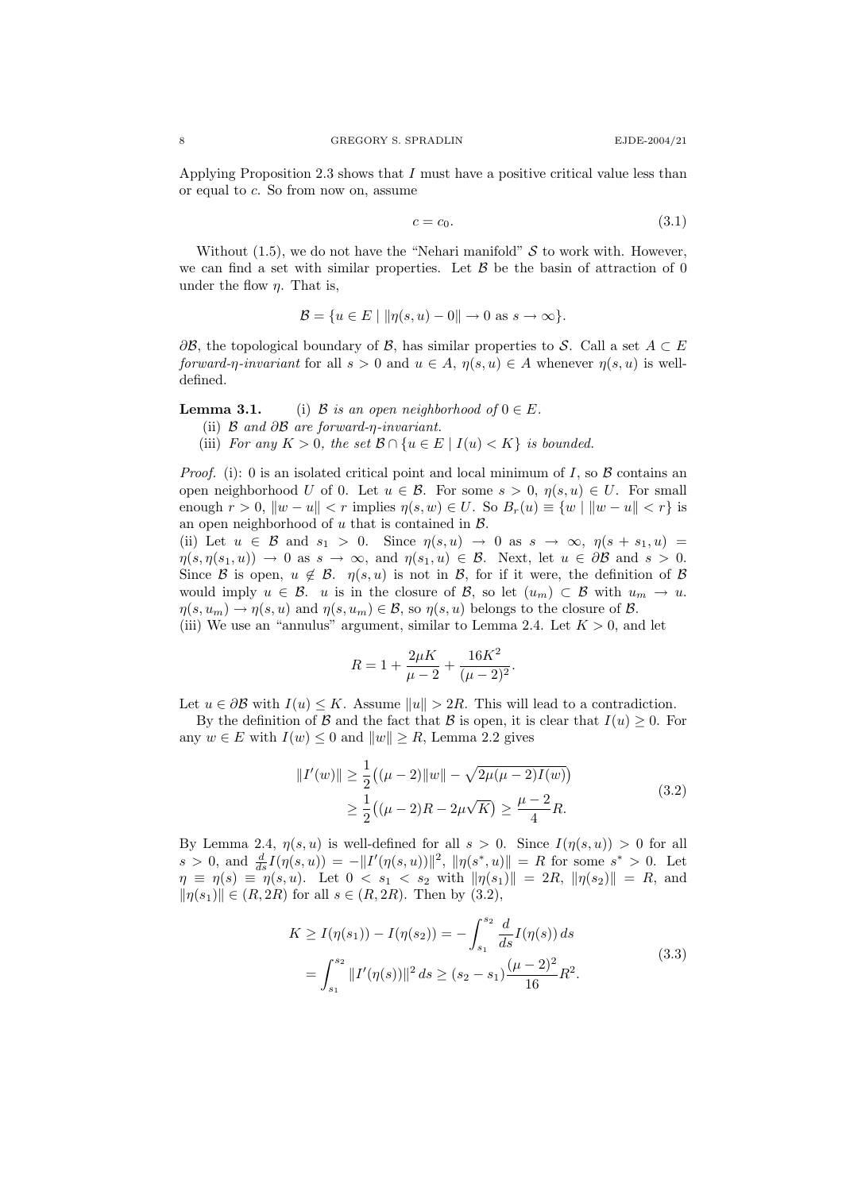Applying Proposition 2.3 shows that $I$ must have a positive critical value less than or equal to $c$. So from now on, assume

$$c = c_0. \tag{3.1}$$

Without (1.5), we do not have the "Nehari manifold" $\mathcal{S}$ to work with. However, we can find a set with similar properties. Let $\mathcal{B}$ be the basin of attraction of 0 under the flow $\eta$. That is,

$$\mathcal{B} = \{u \in E \mid \|\eta(s,u) - 0\| \to 0 \text{ as } s \to \infty\}.$$

$\partial\mathcal{B}$, the topological boundary of $\mathcal{B}$, has similar properties to $\mathcal{S}$. Call a set $A \subset E$ *forward-$\eta$-invariant* for all $s > 0$ and $u \in A$, $\eta(s,u) \in A$ whenever $\eta(s,u)$ is well-defined.

**Lemma 3.1.** (i) *$\mathcal{B}$ is an open neighborhood of $0 \in E$.*

(ii) *$\mathcal{B}$ and $\partial\mathcal{B}$ are forward-$\eta$-invariant.*

(iii) *For any $K > 0$, the set $\mathcal{B} \cap \{u \in E \mid I(u) < K\}$ is bounded.*

*Proof.* (i): 0 is an isolated critical point and local minimum of $I$, so $\mathcal{B}$ contains an open neighborhood $U$ of 0. Let $u \in \mathcal{B}$. For some $s > 0$, $\eta(s,u) \in U$. For small enough $r > 0$, $\|w - u\| < r$ implies $\eta(s,w) \in U$. So $B_r(u) \equiv \{w \mid \|w - u\| < r\}$ is an open neighborhood of $u$ that is contained in $\mathcal{B}$.

(ii) Let $u \in \mathcal{B}$ and $s_1 > 0$. Since $\eta(s,u) \to 0$ as $s \to \infty$, $\eta(s + s_1, u) = \eta(s, \eta(s_1, u)) \to 0$ as $s \to \infty$, and $\eta(s_1, u) \in \mathcal{B}$. Next, let $u \in \partial\mathcal{B}$ and $s > 0$. Since $\mathcal{B}$ is open, $u \notin \mathcal{B}$. $\eta(s,u)$ is not in $\mathcal{B}$, for if it were, the definition of $\mathcal{B}$ would imply $u \in \mathcal{B}$. $u$ is in the closure of $\mathcal{B}$, so let $(u_m) \subset \mathcal{B}$ with $u_m \to u$. $\eta(s, u_m) \to \eta(s,u)$ and $\eta(s,u_m) \in \mathcal{B}$, so $\eta(s,u)$ belongs to the closure of $\mathcal{B}$.

(iii) We use an "annulus" argument, similar to Lemma 2.4. Let $K > 0$, and let

$$R = 1 + \frac{2\mu K}{\mu - 2} + \frac{16K^2}{(\mu - 2)^2}.$$

Let $u \in \partial\mathcal{B}$ with $I(u) \le K$. Assume $\|u\| > 2R$. This will lead to a contradiction.

By the definition of $\mathcal{B}$ and the fact that $\mathcal{B}$ is open, it is clear that $I(u) \ge 0$. For any $w \in E$ with $I(w) \le 0$ and $\|w\| \ge R$, Lemma 2.2 gives

$$\begin{aligned}
\|I'(w)\| &\ge \frac{1}{2}\big((\mu - 2)\|w\| - \sqrt{2\mu(\mu-2)I(w)}\big) \\
&\ge \frac{1}{2}\big((\mu - 2)R - 2\mu\sqrt{K}\big) \ge \frac{\mu - 2}{4}R.
\end{aligned} \tag{3.2}$$

By Lemma 2.4, $\eta(s,u)$ is well-defined for all $s > 0$. Since $I(\eta(s,u)) > 0$ for all $s > 0$, and $\frac{d}{ds}I(\eta(s,u)) = -\|I'(\eta(s,u))\|^2$, $\|\eta(s^*, u)\| = R$ for some $s^* > 0$. Let $\eta \equiv \eta(s) \equiv \eta(s,u)$. Let $0 < s_1 < s_2$ with $\|\eta(s_1)\| = 2R$, $\|\eta(s_2)\| = R$, and $\|\eta(s_1)\| \in (R, 2R)$ for all $s \in (R, 2R)$. Then by (3.2),

$$\begin{aligned}
K \ge I(\eta(s_1)) - I(\eta(s_2)) &= -\int_{s_1}^{s_2} \frac{d}{ds} I(\eta(s))\, ds \\
&= \int_{s_1}^{s_2} \|I'(\eta(s))\|^2\, ds \ge (s_2 - s_1)\frac{(\mu - 2)^2}{16}R^2.
\end{aligned} \tag{3.3}$$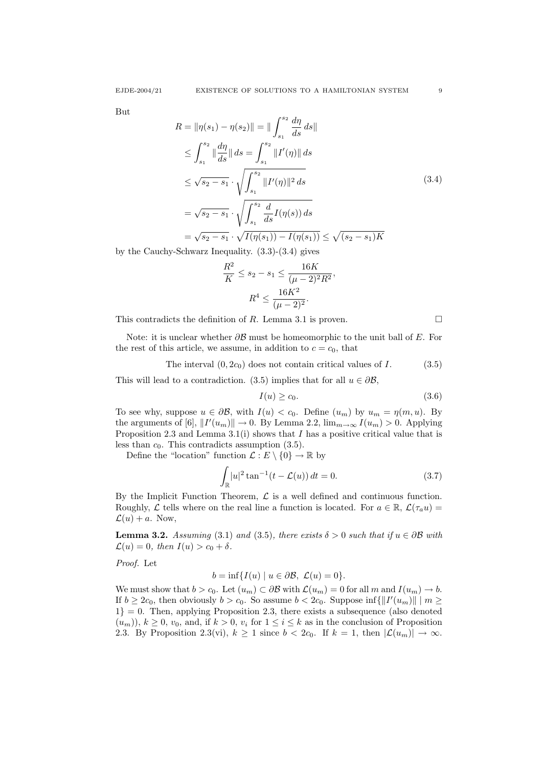But

$$
\begin{aligned}
R = \|\eta(s_1) - \eta(s_2)\| &= \| \int_{s_1}^{s_2} \frac{d\eta}{ds}\, ds\| \\
&\le \int_{s_1}^{s_2} \|\frac{d\eta}{ds}\|\, ds = \int_{s_1}^{s_2} \|I'(\eta)\|\, ds \\
&\le \sqrt{s_2 - s_1} \cdot \sqrt{\int_{s_1}^{s_2} \|I'(\eta)\|^2\, ds} \\
&= \sqrt{s_2 - s_1} \cdot \sqrt{\int_{s_1}^{s_2} \frac{d}{ds} I(\eta(s))\, ds} \\
&= \sqrt{s_2 - s_1} \cdot \sqrt{I(\eta(s_1)) - I(\eta(s_1))} \le \sqrt{(s_2 - s_1)K}
\end{aligned}
\tag{3.4}
$$

by the Cauchy-Schwarz Inequality. (3.3)-(3.4) gives

$$
\frac{R^2}{K} \le s_2 - s_1 \le \frac{16K}{(\mu - 2)^2 R^2},
$$

$$
R^4 \le \frac{16K^2}{(\mu - 2)^2}.
$$

This contradicts the definition of $R$. Lemma 3.1 is proven. $\square$

Note: it is unclear whether $\partial\mathcal{B}$ must be homeomorphic to the unit ball of $E$. For the rest of this article, we assume, in addition to $c = c_0$, that

$$
\text{The interval } (0, 2c_0) \text{ does not contain critical values of } I. \tag{3.5}
$$

This will lead to a contradiction. (3.5) implies that for all $u \in \partial\mathcal{B}$,

$$
I(u) \ge c_0. \tag{3.6}
$$

To see why, suppose $u \in \partial\mathcal{B}$, with $I(u) < c_0$. Define $(u_m)$ by $u_m = \eta(m, u)$. By the arguments of [6], $\|I'(u_m)\| \to 0$. By Lemma 2.2, $\lim_{m\to\infty} I(u_m) > 0$. Applying Proposition 2.3 and Lemma 3.1(i) shows that $I$ has a positive critical value that is less than $c_0$. This contradicts assumption (3.5).

Define the "location" function $\mathcal{L} : E \setminus \{0\} \to \mathbb{R}$ by

$$
\int_{\mathbb{R}} |u|^2 \tan^{-1}(t - \mathcal{L}(u))\, dt = 0. \tag{3.7}
$$

By the Implicit Function Theorem, $\mathcal{L}$ is a well defined and continuous function. Roughly, $\mathcal{L}$ tells where on the real line a function is located. For $a \in \mathbb{R}$, $\mathcal{L}(\tau_a u) = \mathcal{L}(u) + a$. Now,

**Lemma 3.2.** *Assuming* (3.1) *and* (3.5)*, there exists $\delta > 0$ such that if $u \in \partial\mathcal{B}$ with $\mathcal{L}(u) = 0$, then $I(u) > c_0 + \delta$.*

*Proof.* Let

$$
b = \inf\{I(u) \mid u \in \partial\mathcal{B},\ \mathcal{L}(u) = 0\}.
$$

We must show that $b > c_0$. Let $(u_m) \subset \partial\mathcal{B}$ with $\mathcal{L}(u_m) = 0$ for all $m$ and $I(u_m) \to b$. If $b \ge 2c_0$, then obviously $b > c_0$. So assume $b < 2c_0$. Suppose $\inf\{\|I'(u_m)\| \mid m \ge 1\} = 0$. Then, applying Proposition 2.3, there exists a subsequence (also denoted $(u_m)$), $k \ge 0$, $v_0$, and, if $k > 0$, $v_i$ for $1 \le i \le k$ as in the conclusion of Proposition 2.3. By Proposition 2.3(vi), $k \ge 1$ since $b < 2c_0$. If $k = 1$, then $|\mathcal{L}(u_m)| \to \infty$.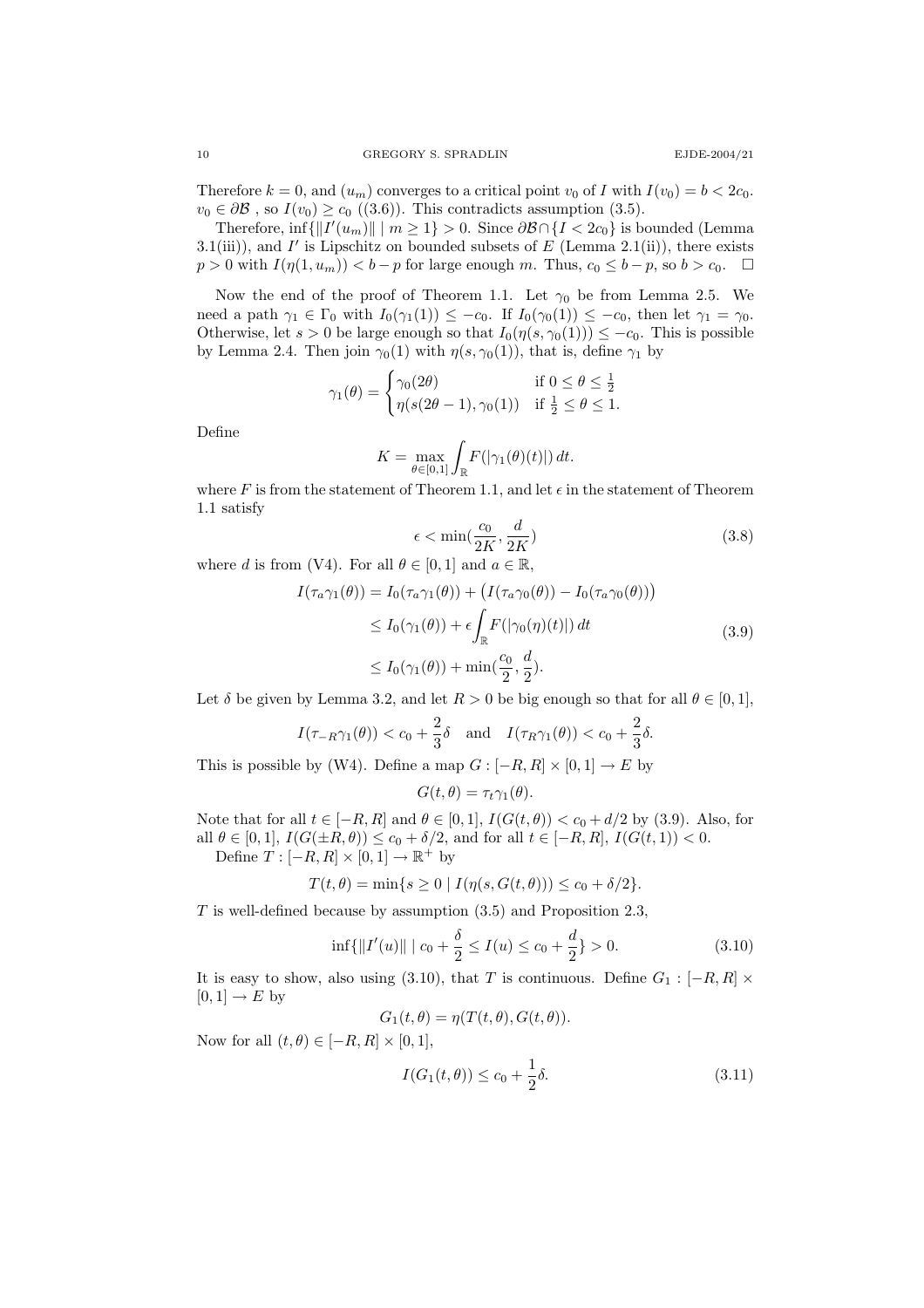Therefore $k = 0$, and $(u_m)$ converges to a critical point $v_0$ of $I$ with $I(v_0) = b < 2c_0$. $v_0 \in \partial\mathcal{B}$ , so $I(v_0) \geq c_0$ ((3.6)). This contradicts assumption (3.5).

Therefore, $\inf\{\|I'(u_m)\| \mid m \geq 1\} > 0$. Since $\partial\mathcal{B} \cap \{I < 2c_0\}$ is bounded (Lemma 3.1(iii)), and $I'$ is Lipschitz on bounded subsets of $E$ (Lemma 2.1(ii)), there exists $p > 0$ with $I(\eta(1, u_m)) < b - p$ for large enough $m$. Thus, $c_0 \leq b - p$, so $b > c_0$. $\square$

Now the end of the proof of Theorem 1.1. Let $\gamma_0$ be from Lemma 2.5. We need a path $\gamma_1 \in \Gamma_0$ with $I_0(\gamma_1(1)) \leq -c_0$. If $I_0(\gamma_0(1)) \leq -c_0$, then let $\gamma_1 = \gamma_0$. Otherwise, let $s > 0$ be large enough so that $I_0(\eta(s, \gamma_0(1))) \leq -c_0$. This is possible by Lemma 2.4. Then join $\gamma_0(1)$ with $\eta(s, \gamma_0(1))$, that is, define $\gamma_1$ by

$$\gamma_1(\theta) = \begin{cases} \gamma_0(2\theta) & \text{if } 0 \leq \theta \leq \frac{1}{2} \\ \eta(s(2\theta - 1), \gamma_0(1)) & \text{if } \frac{1}{2} \leq \theta \leq 1. \end{cases}$$

Define

$$K = \max_{\theta \in [0,1]} \int_{\mathbb{R}} F(|\gamma_1(\theta)(t)|)\, dt.$$

where $F$ is from the statement of Theorem 1.1, and let $\epsilon$ in the statement of Theorem 1.1 satisfy

$$\epsilon < \min\Big(\frac{c_0}{2K}, \frac{d}{2K}\Big) \tag{3.8}$$

where $d$ is from (V4). For all $\theta \in [0, 1]$ and $a \in \mathbb{R}$,

$$\begin{aligned} I(\tau_a\gamma_1(\theta)) &= I_0(\tau_a\gamma_1(\theta)) + \big(I(\tau_a\gamma_0(\theta)) - I_0(\tau_a\gamma_0(\theta))\big) \\ &\leq I_0(\gamma_1(\theta)) + \epsilon \int_{\mathbb{R}} F(|\gamma_0(\eta)(t)|)\, dt \\ &\leq I_0(\gamma_1(\theta)) + \min\Big(\frac{c_0}{2}, \frac{d}{2}\Big). \end{aligned} \tag{3.9}$$

Let $\delta$ be given by Lemma 3.2, and let $R > 0$ be big enough so that for all $\theta \in [0, 1]$,

$$I(\tau_{-R}\gamma_1(\theta)) < c_0 + \frac{2}{3}\delta \quad \text{and} \quad I(\tau_R\gamma_1(\theta)) < c_0 + \frac{2}{3}\delta.$$

This is possible by (W4). Define a map $G : [-R, R] \times [0, 1] \to E$ by

$$G(t, \theta) = \tau_t\gamma_1(\theta).$$

Note that for all $t \in [-R, R]$ and $\theta \in [0, 1]$, $I(G(t, \theta)) < c_0 + d/2$ by (3.9). Also, for all $\theta \in [0, 1]$, $I(G(\pm R, \theta)) \leq c_0 + \delta/2$, and for all $t \in [-R, R]$, $I(G(t, 1)) < 0$.

Define $T : [-R, R] \times [0, 1] \to \mathbb{R}^+$ by

$$T(t, \theta) = \min\{s \geq 0 \mid I(\eta(s, G(t, \theta))) \leq c_0 + \delta/2\}.$$

$T$ is well-defined because by assumption (3.5) and Proposition 2.3,

$$\inf\{\|I'(u)\| \mid c_0 + \frac{\delta}{2} \leq I(u) \leq c_0 + \frac{d}{2}\} > 0. \tag{3.10}$$

It is easy to show, also using (3.10), that $T$ is continuous. Define $G_1 : [-R, R] \times [0, 1] \to E$ by

$$G_1(t, \theta) = \eta(T(t, \theta), G(t, \theta)).$$

Now for all $(t, \theta) \in [-R, R] \times [0, 1]$,

$$I(G_1(t, \theta)) \leq c_0 + \frac{1}{2}\delta. \tag{3.11}$$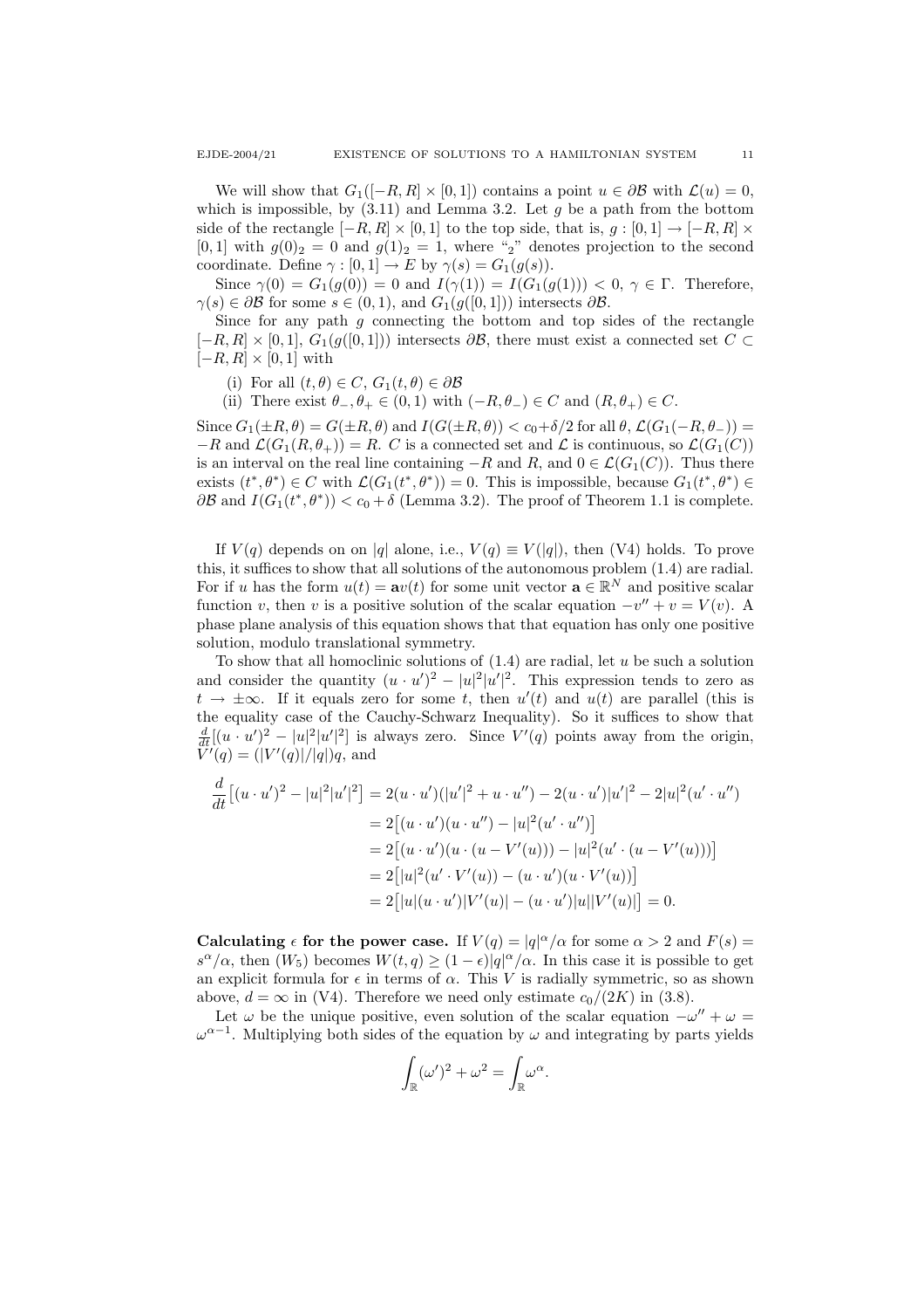We will show that $G_1([-R,R]\times[0,1])$ contains a point $u\in\partial\mathcal{B}$ with $\mathcal{L}(u)=0$, which is impossible, by (3.11) and Lemma 3.2. Let $g$ be a path from the bottom side of the rectangle $[-R,R]\times[0,1]$ to the top side, that is, $g:[0,1]\to[-R,R]\times[0,1]$ with $g(0)_2=0$ and $g(1)_2=1$, where "$_2$" denotes projection to the second coordinate. Define $\gamma:[0,1]\to E$ by $\gamma(s)=G_1(g(s))$.

Since $\gamma(0)=G_1(g(0))=0$ and $I(\gamma(1))=I(G_1(g(1)))<0$, $\gamma\in\Gamma$. Therefore, $\gamma(s)\in\partial\mathcal{B}$ for some $s\in(0,1)$, and $G_1(g([0,1]))$ intersects $\partial\mathcal{B}$.

Since for any path $g$ connecting the bottom and top sides of the rectangle $[-R,R]\times[0,1]$, $G_1(g([0,1]))$ intersects $\partial\mathcal{B}$, there must exist a connected set $C\subset[-R,R]\times[0,1]$ with

(i) For all $(t,\theta)\in C$, $G_1(t,\theta)\in\partial\mathcal{B}$

(ii) There exist $\theta_-,\theta_+\in(0,1)$ with $(-R,\theta_-)\in C$ and $(R,\theta_+)\in C$.

Since $G_1(\pm R,\theta)=G(\pm R,\theta)$ and $I(G(\pm R,\theta))<c_0+\delta/2$ for all $\theta$, $\mathcal{L}(G_1(-R,\theta_-))=-R$ and $\mathcal{L}(G_1(R,\theta_+))=R$. $C$ is a connected set and $\mathcal{L}$ is continuous, so $\mathcal{L}(G_1(C))$ is an interval on the real line containing $-R$ and $R$, and $0\in\mathcal{L}(G_1(C))$. Thus there exists $(t^*,\theta^*)\in C$ with $\mathcal{L}(G_1(t^*,\theta^*))=0$. This is impossible, because $G_1(t^*,\theta^*)\in\partial\mathcal{B}$ and $I(G_1(t^*,\theta^*))<c_0+\delta$ (Lemma 3.2). The proof of Theorem 1.1 is complete.

If $V(q)$ depends on on $|q|$ alone, i.e., $V(q)\equiv V(|q|)$, then (V4) holds. To prove this, it suffices to show that all solutions of the autonomous problem (1.4) are radial. For if $u$ has the form $u(t)=\mathbf{a}v(t)$ for some unit vector $\mathbf{a}\in\mathbb{R}^N$ and positive scalar function $v$, then $v$ is a positive solution of the scalar equation $-v''+v=V(v)$. A phase plane analysis of this equation shows that that equation has only one positive solution, modulo translational symmetry.

To show that all homoclinic solutions of (1.4) are radial, let $u$ be such a solution and consider the quantity $(u\cdot u')^2-|u|^2|u'|^2$. This expression tends to zero as $t\to\pm\infty$. If it equals zero for some $t$, then $u'(t)$ and $u(t)$ are parallel (this is the equality case of the Cauchy-Schwarz Inequality). So it suffices to show that $\frac{d}{dt}[(u\cdot u')^2-|u|^2|u'|^2]$ is always zero. Since $V'(q)$ points away from the origin, $V'(q)=(|V'(q)|/|q|)q$, and

$$
\begin{aligned}
\frac{d}{dt}\big[(u\cdot u')^2-|u|^2|u'|^2\big] &= 2(u\cdot u')(|u'|^2+u\cdot u'')-2(u\cdot u')|u'|^2-2|u|^2(u'\cdot u'')\\
&=2\big[(u\cdot u')(u\cdot u'')-|u|^2(u'\cdot u'')\big]\\
&=2\big[(u\cdot u')(u\cdot(u-V'(u)))-|u|^2(u'\cdot(u-V'(u)))\big]\\
&=2\big[|u|^2(u'\cdot V'(u))-(u\cdot u')(u\cdot V'(u))\big]\\
&=2\big[|u|(u\cdot u')|V'(u)|-(u\cdot u')|u||V'(u)|\big]=0.
\end{aligned}
$$

**Calculating $\epsilon$ for the power case.** If $V(q)=|q|^\alpha/\alpha$ for some $\alpha>2$ and $F(s)=s^\alpha/\alpha$, then $(W_5)$ becomes $W(t,q)\geq(1-\epsilon)|q|^\alpha/\alpha$. In this case it is possible to get an explicit formula for $\epsilon$ in terms of $\alpha$. This $V$ is radially symmetric, so as shown above, $d=\infty$ in (V4). Therefore we need only estimate $c_0/(2K)$ in (3.8).

Let $\omega$ be the unique positive, even solution of the scalar equation $-\omega''+\omega=\omega^{\alpha-1}$. Multiplying both sides of the equation by $\omega$ and integrating by parts yields

$$
\int_{\mathbb{R}}(\omega')^2+\omega^2=\int_{\mathbb{R}}\omega^\alpha.
$$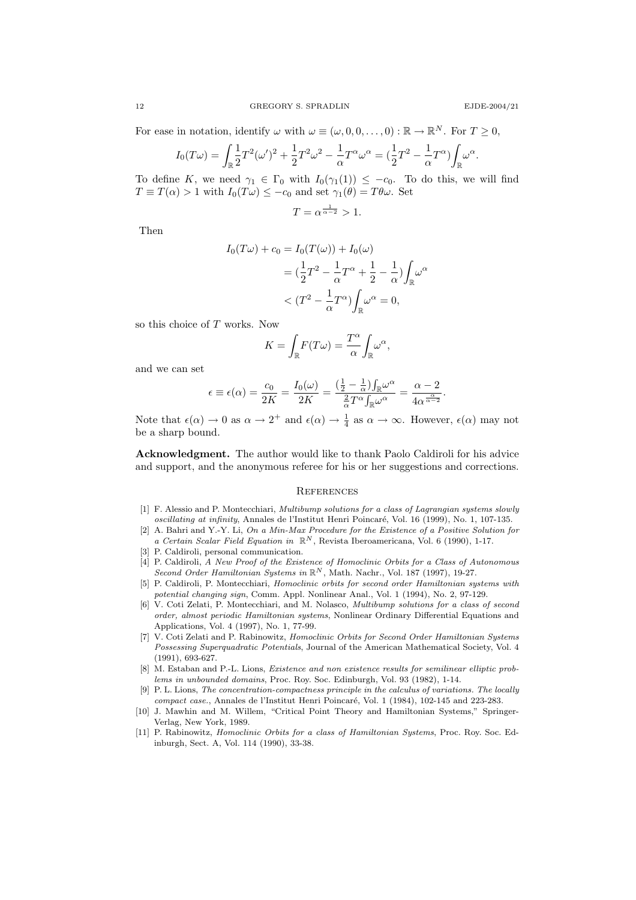For ease in notation, identify $\omega$ with $\omega \equiv (\omega, 0, 0, \dots, 0) : \mathbb{R} \to \mathbb{R}^N$. For $T \geq 0$,

$$I_0(T\omega) = \int_{\mathbb{R}} \frac{1}{2}T^2(\omega')^2 + \frac{1}{2}T^2\omega^2 - \frac{1}{\alpha}T^\alpha\omega^\alpha = (\frac{1}{2}T^2 - \frac{1}{\alpha}T^\alpha)\int_{\mathbb{R}} \omega^\alpha.$$

To define $K$, we need $\gamma_1 \in \Gamma_0$ with $I_0(\gamma_1(1)) \leq -c_0$. To do this, we will find $T \equiv T(\alpha) > 1$ with $I_0(T\omega) \leq -c_0$ and set $\gamma_1(\theta) = T\theta\omega$. Set

$$T = \alpha^{\frac{1}{\alpha-2}} > 1.$$

Then

$$\begin{aligned}
I_0(T\omega) + c_0 &= I_0(T(\omega)) + I_0(\omega) \\
&= (\frac{1}{2}T^2 - \frac{1}{\alpha}T^\alpha + \frac{1}{2} - \frac{1}{\alpha})\int_{\mathbb{R}} \omega^\alpha \\
&< (T^2 - \frac{1}{\alpha}T^\alpha)\int_{\mathbb{R}} \omega^\alpha = 0,
\end{aligned}$$

so this choice of $T$ works. Now

$$K = \int_{\mathbb{R}} F(T\omega) = \frac{T^\alpha}{\alpha}\int_{\mathbb{R}} \omega^\alpha,$$

and we can set

$$\epsilon \equiv \epsilon(\alpha) = \frac{c_0}{2K} = \frac{I_0(\omega)}{2K} = \frac{(\frac{1}{2} - \frac{1}{\alpha})\int_{\mathbb{R}} \omega^\alpha}{\frac{2}{\alpha}T^\alpha \int_{\mathbb{R}} \omega^\alpha} = \frac{\alpha - 2}{4\alpha^{\frac{\alpha}{\alpha-2}}}.$$

Note that $\epsilon(\alpha) \to 0$ as $\alpha \to 2^+$ and $\epsilon(\alpha) \to \frac{1}{4}$ as $\alpha \to \infty$. However, $\epsilon(\alpha)$ may not be a sharp bound.

**Acknowledgment.** The author would like to thank Paolo Caldiroli for his advice and support, and the anonymous referee for his or her suggestions and corrections.

## References

[1] F. Alessio and P. Montecchiari, *Multibump solutions for a class of Lagrangian systems slowly oscillating at infinity*, Annales de l'Institut Henri Poincaré, Vol. 16 (1999), No. 1, 107-135.

[2] A. Bahri and Y.-Y. Li, *On a Min-Max Procedure for the Existence of a Positive Solution for a Certain Scalar Field Equation in $\mathbb{R}^N$*, Revista Iberoamericana, Vol. 6 (1990), 1-17.

[3] P. Caldiroli, personal communication.

[4] P. Caldiroli, *A New Proof of the Existence of Homoclinic Orbits for a Class of Autonomous Second Order Hamiltonian Systems in $\mathbb{R}^N$*, Math. Nachr., Vol. 187 (1997), 19-27.

[5] P. Caldiroli, P. Montecchiari, *Homoclinic orbits for second order Hamiltonian systems with potential changing sign*, Comm. Appl. Nonlinear Anal., Vol. 1 (1994), No. 2, 97-129.

[6] V. Coti Zelati, P. Montecchiari, and M. Nolasco, *Multibump solutions for a class of second order, almost periodic Hamiltonian systems*, Nonlinear Ordinary Differential Equations and Applications, Vol. 4 (1997), No. 1, 77-99.

[7] V. Coti Zelati and P. Rabinowitz, *Homoclinic Orbits for Second Order Hamiltonian Systems Possessing Superquadratic Potentials*, Journal of the American Mathematical Society, Vol. 4 (1991), 693-627.

[8] M. Estaban and P.-L. Lions, *Existence and non existence results for semilinear elliptic problems in unbounded domains*, Proc. Roy. Soc. Edinburgh, Vol. 93 (1982), 1-14.

[9] P. L. Lions, *The concentration-compactness principle in the calculus of variations. The locally compact case.*, Annales de l'Institut Henri Poincaré, Vol. 1 (1984), 102-145 and 223-283.

[10] J. Mawhin and M. Willem, "Critical Point Theory and Hamiltonian Systems," Springer-Verlag, New York, 1989.

[11] P. Rabinowitz, *Homoclinic Orbits for a class of Hamiltonian Systems*, Proc. Roy. Soc. Edinburgh, Sect. A, Vol. 114 (1990), 33-38.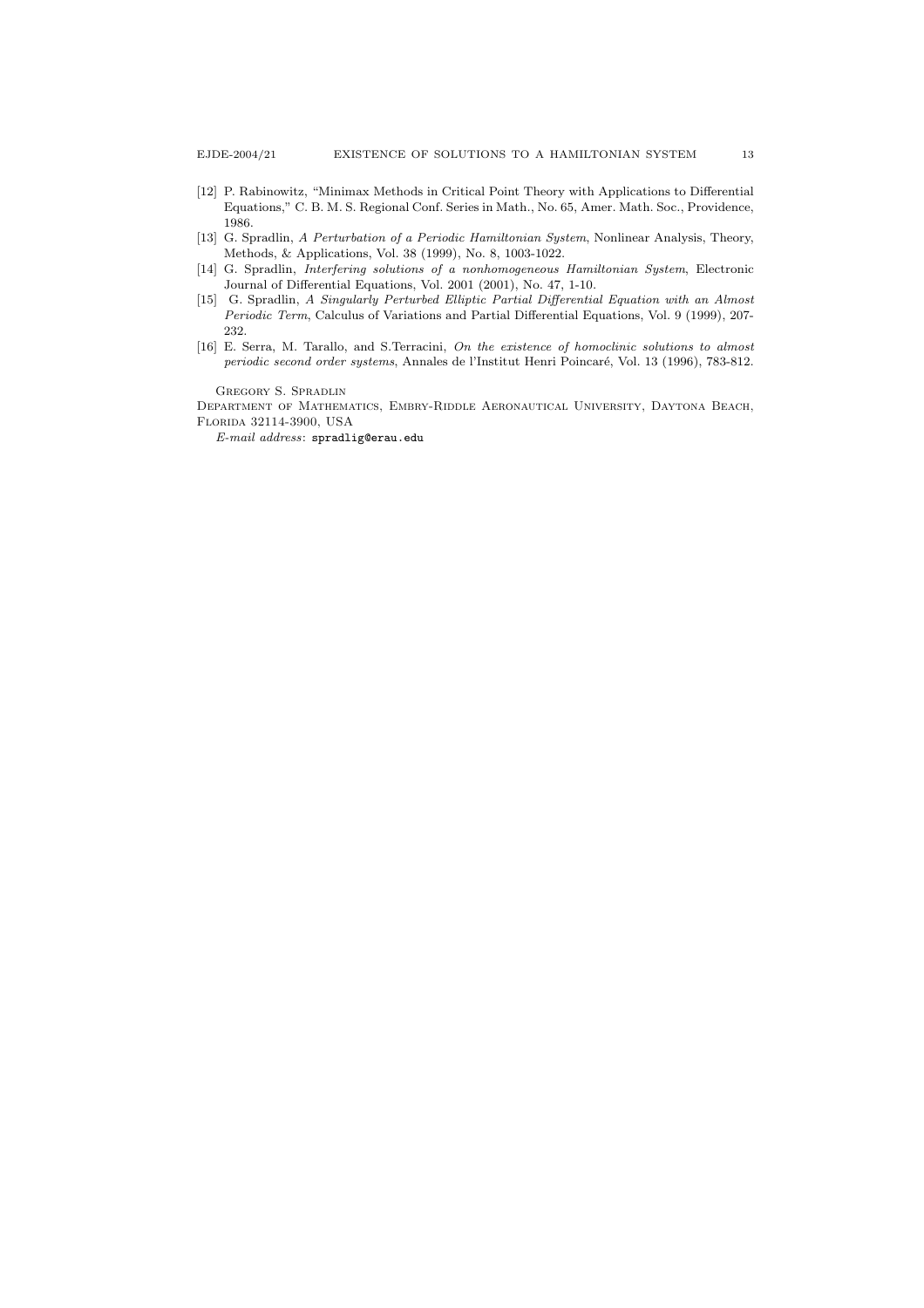[12] P. Rabinowitz, "Minimax Methods in Critical Point Theory with Applications to Differential Equations," C. B. M. S. Regional Conf. Series in Math., No. 65, Amer. Math. Soc., Providence, 1986.

[13] G. Spradlin, *A Perturbation of a Periodic Hamiltonian System*, Nonlinear Analysis, Theory, Methods, & Applications, Vol. 38 (1999), No. 8, 1003-1022.

[14] G. Spradlin, *Interfering solutions of a nonhomogeneous Hamiltonian System*, Electronic Journal of Differential Equations, Vol. 2001 (2001), No. 47, 1-10.

[15] G. Spradlin, *A Singularly Perturbed Elliptic Partial Differential Equation with an Almost Periodic Term*, Calculus of Variations and Partial Differential Equations, Vol. 9 (1999), 207-232.

[16] E. Serra, M. Tarallo, and S.Terracini, *On the existence of homoclinic solutions to almost periodic second order systems*, Annales de l'Institut Henri Poincaré, Vol. 13 (1996), 783-812.

Gregory S. Spradlin

Department of Mathematics, Embry-Riddle Aeronautical University, Daytona Beach, Florida 32114-3900, USA

*E-mail address*: spradlig@erau.edu